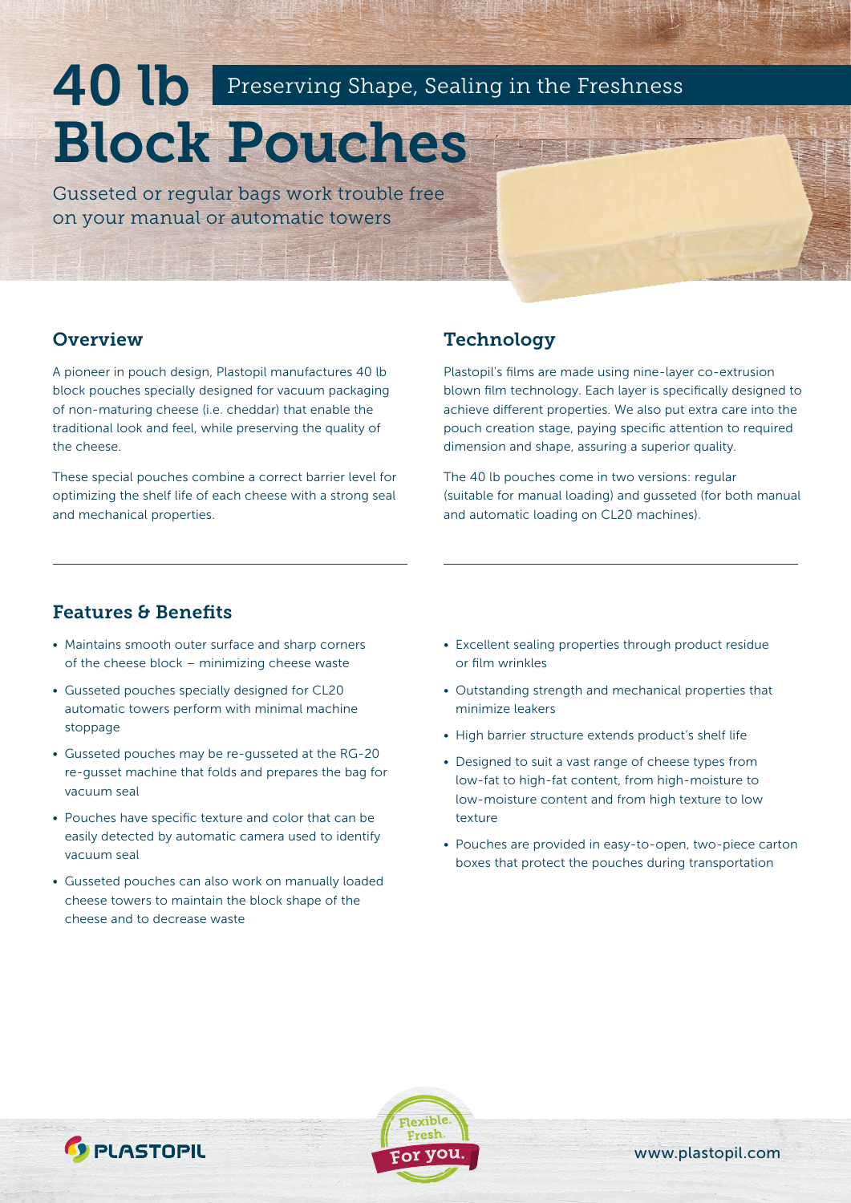# 40 lb Block Pouches

Preserving Shape, Sealing in the Freshness

Gusseted or regular bags work trouble free on your manual or automatic towers

## Overview

A pioneer in pouch design, Plastopil manufactures 40 lb block pouches specially designed for vacuum packaging of non-maturing cheese (i.e. cheddar) that enable the traditional look and feel, while preserving the quality of the cheese.

These special pouches combine a correct barrier level for optimizing the shelf life of each cheese with a strong seal and mechanical properties.

## Technology

Plastopil's films are made using nine-layer co-extrusion blown film technology. Each layer is specifically designed to achieve different properties. We also put extra care into the pouch creation stage, paying specific attention to required dimension and shape, assuring a superior quality.

The 40 lb pouches come in two versions: regular (suitable for manual loading) and gusseted (for both manual and automatic loading on CL20 machines).

## Features & Benefits

- Maintains smooth outer surface and sharp corners of the cheese block – minimizing cheese waste
- Gusseted pouches specially designed for CL20 automatic towers perform with minimal machine stoppage
- Gusseted pouches may be re-gusseted at the RG-20 re-gusset machine that folds and prepares the bag for vacuum seal
- Pouches have specific texture and color that can be easily detected by automatic camera used to identify vacuum seal
- Gusseted pouches can also work on manually loaded cheese towers to maintain the block shape of the cheese and to decrease waste
- Excellent sealing properties through product residue or film wrinkles
- Outstanding strength and mechanical properties that minimize leakers
- High barrier structure extends product's shelf life
- Designed to suit a vast range of cheese types from low-fat to high-fat content, from high-moisture to low-moisture content and from high texture to low texture
- Pouches are provided in easy-to-open, two-piece carton boxes that protect the pouches during transportation

PLASTOPIL

Flexible. Fresh. For you.

www.plastopil.com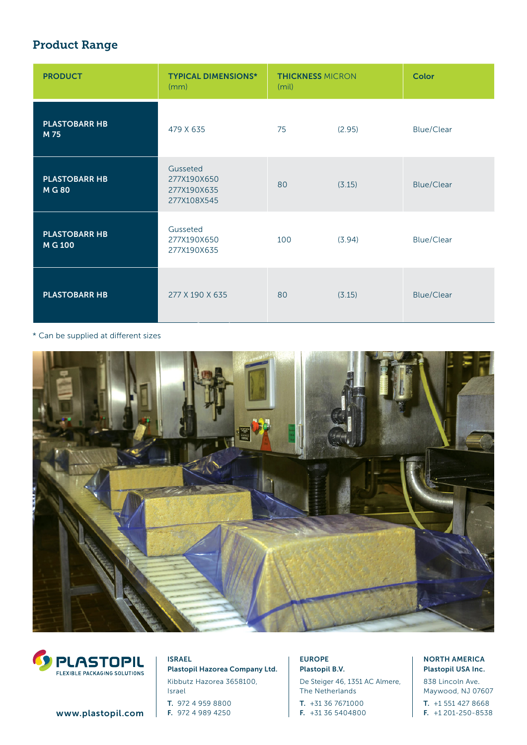## Product Range

| PRODUCT | TYPICAL DIMENSIONS* (mm) | THICKNESS MICRON (mil) | | Color |
| --- | --- | --- | --- | --- |
| PLASTOBARR HB M 75 | 479 X 635 | 75 | (2.95) | Blue/Clear |
| PLASTOBARR HB M G 80 | Gusseted<br>277X190X650<br>277X190X635<br>277X108X545 | 80 | (3.15) | Blue/Clear |
| PLASTOBARR HB M G 100 | Gusseted<br>277X190X650<br>277X190X635 | 100 | (3.94) | Blue/Clear |
| PLASTOBARR HB | 277 X 190 X 635 | 80 | (3.15) | Blue/Clear |

* Can be supplied at different sizes

PLASTOPIL
FLEXIBLE PACKAGING SOLUTIONS

www.plastopil.com

**ISRAEL**
**Plastopil Hazorea Company Ltd.**
Kibbutz Hazorea 3658100, Israel
**T.** 972 4 959 8800
**F.** 972 4 989 4250

**EUROPE**
**Plastopil B.V.**
De Steiger 46, 1351 AC Almere, The Netherlands
**T.** +31 36 7671000
**F.** +31 36 5404800

**NORTH AMERICA**
**Plastopil USA Inc.**
838 Lincoln Ave. Maywood, NJ 07607
**T.** +1 551 427 8668
**F.** +1 201-250-8538